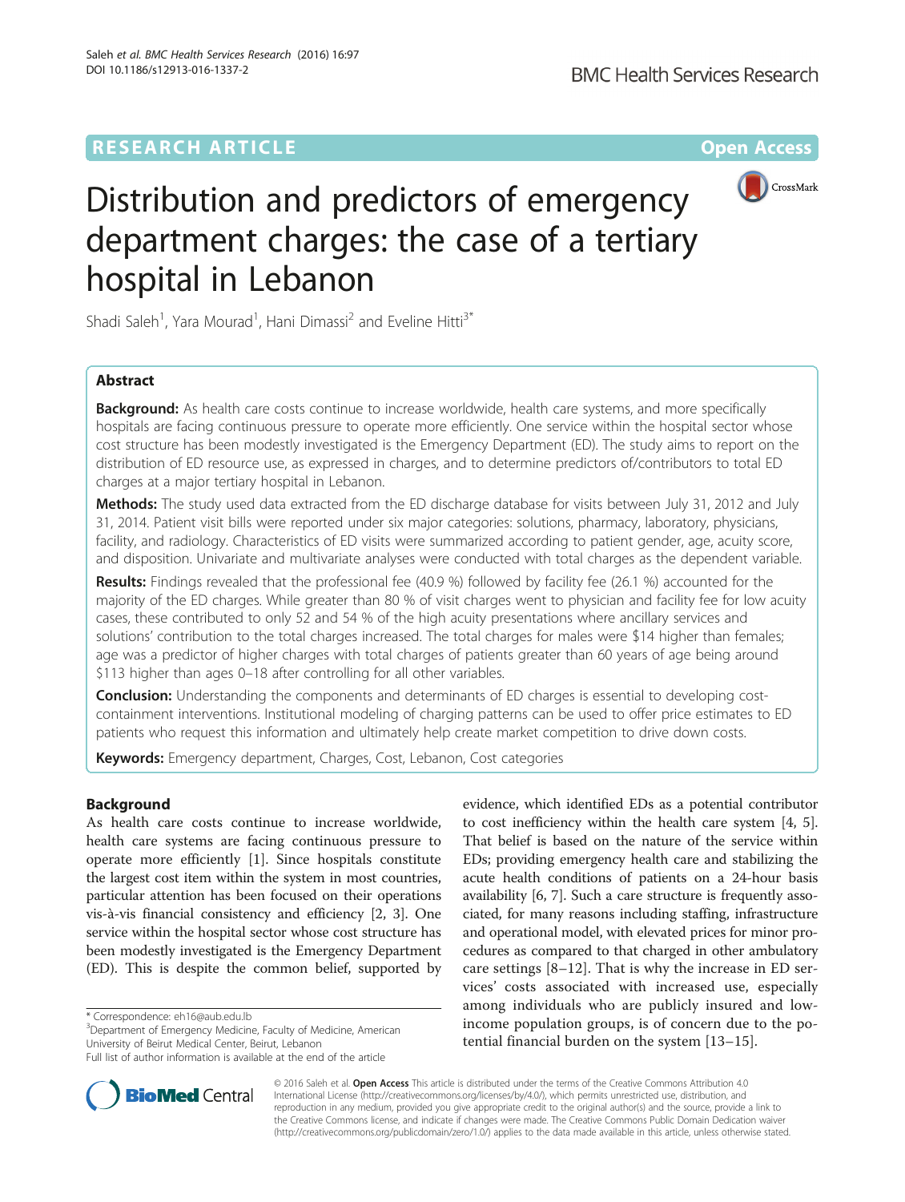RESEARCH ARTICLE

Open Access

# Distribution and predictors of emergency department charges: the case of a tertiary hospital in Lebanon

Shadi Saleh[1], Yara Mourad[1], Hani Dimassi[2] and Eveline Hitti[3*]

## Abstract

**Background:** As health care costs continue to increase worldwide, health care systems, and more specifically hospitals are facing continuous pressure to operate more efficiently. One service within the hospital sector whose cost structure has been modestly investigated is the Emergency Department (ED). The study aims to report on the distribution of ED resource use, as expressed in charges, and to determine predictors of/contributors to total ED charges at a major tertiary hospital in Lebanon.

**Methods:** The study used data extracted from the ED discharge database for visits between July 31, 2012 and July 31, 2014. Patient visit bills were reported under six major categories: solutions, pharmacy, laboratory, physicians, facility, and radiology. Characteristics of ED visits were summarized according to patient gender, age, acuity score, and disposition. Univariate and multivariate analyses were conducted with total charges as the dependent variable.

**Results:** Findings revealed that the professional fee (40.9 %) followed by facility fee (26.1 %) accounted for the majority of the ED charges. While greater than 80 % of visit charges went to physician and facility fee for low acuity cases, these contributed to only 52 and 54 % of the high acuity presentations where ancillary services and solutions' contribution to the total charges increased. The total charges for males were $14 higher than females; age was a predictor of higher charges with total charges of patients greater than 60 years of age being around $113 higher than ages 0–18 after controlling for all other variables.

**Conclusion:** Understanding the components and determinants of ED charges is essential to developing cost-containment interventions. Institutional modeling of charging patterns can be used to offer price estimates to ED patients who request this information and ultimately help create market competition to drive down costs.

**Keywords:** Emergency department, Charges, Cost, Lebanon, Cost categories

## Background

As health care costs continue to increase worldwide, health care systems are facing continuous pressure to operate more efficiently [1]. Since hospitals constitute the largest cost item within the system in most countries, particular attention has been focused on their operations vis-à-vis financial consistency and efficiency [2, 3]. One service within the hospital sector whose cost structure has been modestly investigated is the Emergency Department (ED). This is despite the common belief, supported by evidence, which identified EDs as a potential contributor to cost inefficiency within the health care system [4, 5]. That belief is based on the nature of the service within EDs; providing emergency health care and stabilizing the acute health conditions of patients on a 24-hour basis availability [6, 7]. Such a care structure is frequently associated, for many reasons including staffing, infrastructure and operational model, with elevated prices for minor procedures as compared to that charged in other ambulatory care settings [8–12]. That is why the increase in ED services' costs associated with increased use, especially among individuals who are publicly insured and low-income population groups, is of concern due to the potential financial burden on the system [13–15].

\* Correspondence: eh16@aub.edu.lb
[3]Department of Emergency Medicine, Faculty of Medicine, American University of Beirut Medical Center, Beirut, Lebanon
Full list of author information is available at the end of the article

© 2016 Saleh et al. **Open Access** This article is distributed under the terms of the Creative Commons Attribution 4.0 International License (http://creativecommons.org/licenses/by/4.0/), which permits unrestricted use, distribution, and reproduction in any medium, provided you give appropriate credit to the original author(s) and the source, provide a link to the Creative Commons license, and indicate if changes were made. The Creative Commons Public Domain Dedication waiver (http://creativecommons.org/publicdomain/zero/1.0/) applies to the data made available in this article, unless otherwise stated.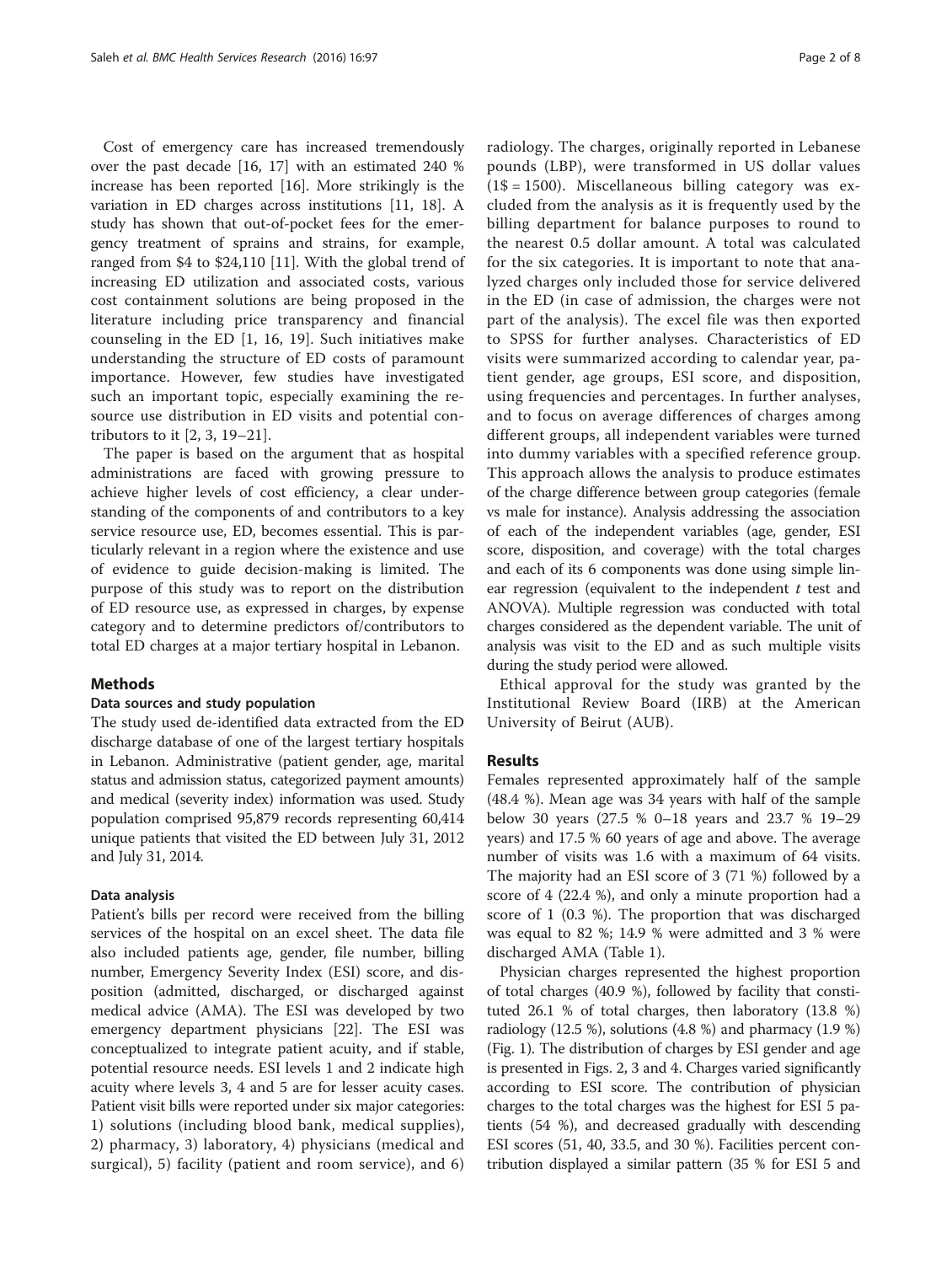Cost of emergency care has increased tremendously over the past decade [16, 17] with an estimated 240 % increase has been reported [16]. More strikingly is the variation in ED charges across institutions [11, 18]. A study has shown that out-of-pocket fees for the emergency treatment of sprains and strains, for example, ranged from \$4 to \$24,110 [11]. With the global trend of increasing ED utilization and associated costs, various cost containment solutions are being proposed in the literature including price transparency and financial counseling in the ED [1, 16, 19]. Such initiatives make understanding the structure of ED costs of paramount importance. However, few studies have investigated such an important topic, especially examining the resource use distribution in ED visits and potential contributors to it [2, 3, 19–21].

The paper is based on the argument that as hospital administrations are faced with growing pressure to achieve higher levels of cost efficiency, a clear understanding of the components of and contributors to a key service resource use, ED, becomes essential. This is particularly relevant in a region where the existence and use of evidence to guide decision-making is limited. The purpose of this study was to report on the distribution of ED resource use, as expressed in charges, by expense category and to determine predictors of/contributors to total ED charges at a major tertiary hospital in Lebanon.

## Methods

### Data sources and study population

The study used de-identified data extracted from the ED discharge database of one of the largest tertiary hospitals in Lebanon. Administrative (patient gender, age, marital status and admission status, categorized payment amounts) and medical (severity index) information was used. Study population comprised 95,879 records representing 60,414 unique patients that visited the ED between July 31, 2012 and July 31, 2014.

### Data analysis

Patient's bills per record were received from the billing services of the hospital on an excel sheet. The data file also included patients age, gender, file number, billing number, Emergency Severity Index (ESI) score, and disposition (admitted, discharged, or discharged against medical advice (AMA). The ESI was developed by two emergency department physicians [22]. The ESI was conceptualized to integrate patient acuity, and if stable, potential resource needs. ESI levels 1 and 2 indicate high acuity where levels 3, 4 and 5 are for lesser acuity cases. Patient visit bills were reported under six major categories: 1) solutions (including blood bank, medical supplies), 2) pharmacy, 3) laboratory, 4) physicians (medical and surgical), 5) facility (patient and room service), and 6) radiology. The charges, originally reported in Lebanese pounds (LBP), were transformed in US dollar values (1\$ = 1500). Miscellaneous billing category was excluded from the analysis as it is frequently used by the billing department for balance purposes to round to the nearest 0.5 dollar amount. A total was calculated for the six categories. It is important to note that analyzed charges only included those for service delivered in the ED (in case of admission, the charges were not part of the analysis). The excel file was then exported to SPSS for further analyses. Characteristics of ED visits were summarized according to calendar year, patient gender, age groups, ESI score, and disposition, using frequencies and percentages. In further analyses, and to focus on average differences of charges among different groups, all independent variables were turned into dummy variables with a specified reference group. This approach allows the analysis to produce estimates of the charge difference between group categories (female vs male for instance). Analysis addressing the association of each of the independent variables (age, gender, ESI score, disposition, and coverage) with the total charges and each of its 6 components was done using simple linear regression (equivalent to the independent $t$ test and ANOVA). Multiple regression was conducted with total charges considered as the dependent variable. The unit of analysis was visit to the ED and as such multiple visits during the study period were allowed.

Ethical approval for the study was granted by the Institutional Review Board (IRB) at the American University of Beirut (AUB).

## Results

Females represented approximately half of the sample (48.4 %). Mean age was 34 years with half of the sample below 30 years (27.5 % 0–18 years and 23.7 % 19–29 years) and 17.5 % 60 years of age and above. The average number of visits was 1.6 with a maximum of 64 visits. The majority had an ESI score of 3 (71 %) followed by a score of 4 (22.4 %), and only a minute proportion had a score of 1 (0.3 %). The proportion that was discharged was equal to 82 %; 14.9 % were admitted and 3 % were discharged AMA (Table 1).

Physician charges represented the highest proportion of total charges (40.9 %), followed by facility that constituted 26.1 % of total charges, then laboratory (13.8 %) radiology (12.5 %), solutions (4.8 %) and pharmacy (1.9 %) (Fig. 1). The distribution of charges by ESI gender and age is presented in Figs. 2, 3 and 4. Charges varied significantly according to ESI score. The contribution of physician charges to the total charges was the highest for ESI 5 patients (54 %), and decreased gradually with descending ESI scores (51, 40, 33.5, and 30 %). Facilities percent contribution displayed a similar pattern (35 % for ESI 5 and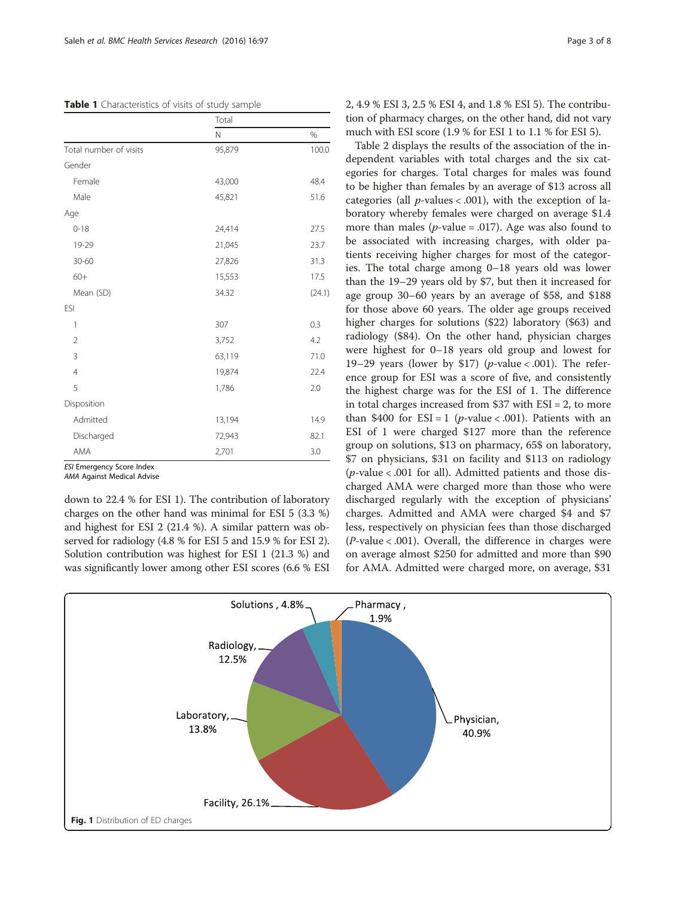**Table 1** Characteristics of visits of study sample

| | Total | |
|---|---|---|
| | N | % |
| Total number of visits | 95,879 | 100.0 |
| Gender | | |
| Female | 43,000 | 48.4 |
| Male | 45,821 | 51.6 |
| Age | | |
| 0-18 | 24,414 | 27.5 |
| 19-29 | 21,045 | 23.7 |
| 30-60 | 27,826 | 31.3 |
| 60+ | 15,553 | 17.5 |
| Mean (SD) | 34.32 | (24.1) |
| ESI | | |
| 1 | 307 | 0.3 |
| 2 | 3,752 | 4.2 |
| 3 | 63,119 | 71.0 |
| 4 | 19,874 | 22.4 |
| 5 | 1,786 | 2.0 |
| Disposition | | |
| Admitted | 13,194 | 14.9 |
| Discharged | 72,943 | 82.1 |
| AMA | 2,701 | 3.0 |

*ESI* Emergency Score Index
*AMA* Against Medical Advise

down to 22.4 % for ESI 1). The contribution of laboratory charges on the other hand was minimal for ESI 5 (3.3 %) and highest for ESI 2 (21.4 %). A similar pattern was observed for radiology (4.8 % for ESI 5 and 15.9 % for ESI 2). Solution contribution was highest for ESI 1 (21.3 %) and was significantly lower among other ESI scores (6.6 % ESI 2, 4.9 % ESI 3, 2.5 % ESI 4, and 1.8 % ESI 5). The contribution of pharmacy charges, on the other hand, did not vary much with ESI score (1.9 % for ESI 1 to 1.1 % for ESI 5).

Table 2 displays the results of the association of the independent variables with total charges and the six categories for charges. Total charges for males was found to be higher than females by an average of $13 across all categories (all $p$-values < .001), with the exception of laboratory whereby females were charged on average $1.4 more than males ($p$-value = .017). Age was also found to be associated with increasing charges, with older patients receiving higher charges for most of the categories. The total charge among 0–18 years old was lower than the 19–29 years old by $7, but then it increased for age group 30–60 years by an average of $58, and $188 for those above 60 years. The older age groups received higher charges for solutions ($22) laboratory ($63) and radiology ($84). On the other hand, physician charges were highest for 0–18 years old group and lowest for 19–29 years (lower by $17) ($p$-value < .001). The reference group for ESI was a score of five, and consistently the highest charge was for the ESI of 1. The difference in total charges increased from $37 with ESI = 2, to more than $400 for ESI = 1 ($p$-value < .001). Patients with an ESI of 1 were charged $127 more than the reference group on solutions, $13 on pharmacy, 65$ on laboratory, $7 on physicians, $31 on facility and $113 on radiology ($p$-value < .001 for all). Admitted patients and those discharged AMA were charged more than those who were discharged regularly with the exception of physicians' charges. Admitted and AMA were charged $4 and $7 less, respectively on physician fees than those discharged ($P$-value < .001). Overall, the difference in charges were on average almost $250 for admitted and more than $90 for AMA. Admitted were charged more, on average, $31

**Fig. 1** Distribution of ED charges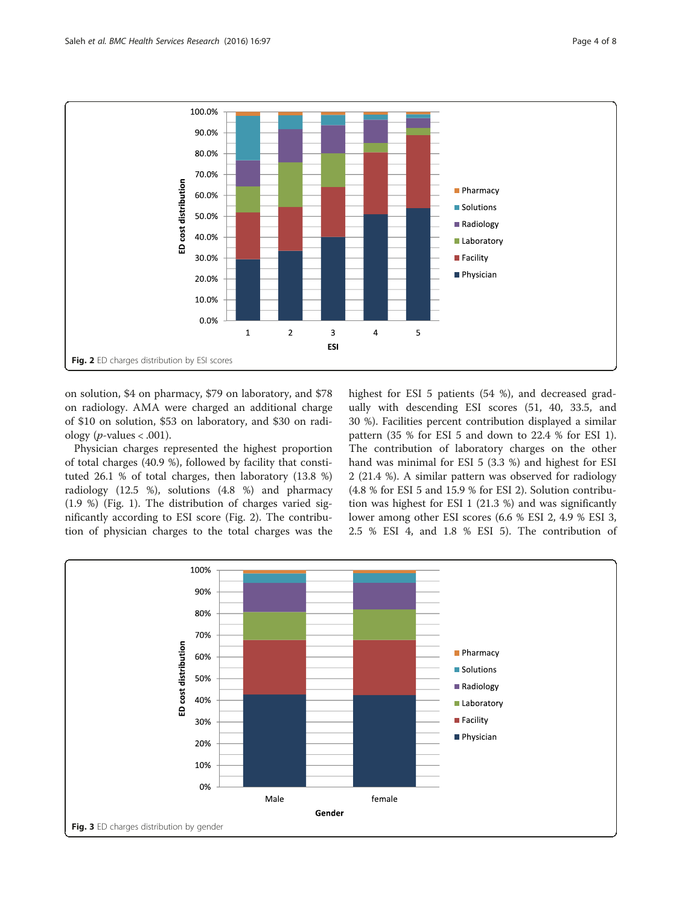Fig. 2 ED charges distribution by ESI scores

on solution, \$4 on pharmacy, \$79 on laboratory, and \$78 on radiology. AMA were charged an additional charge of \$10 on solution, \$53 on laboratory, and \$30 on radiology ($p$-values < .001).

Physician charges represented the highest proportion of total charges (40.9 %), followed by facility that constituted 26.1 % of total charges, then laboratory (13.8 %) radiology (12.5 %), solutions (4.8 %) and pharmacy (1.9 %) (Fig. 1). The distribution of charges varied significantly according to ESI score (Fig. 2). The contribution of physician charges to the total charges was the highest for ESI 5 patients (54 %), and decreased gradually with descending ESI scores (51, 40, 33.5, and 30 %). Facilities percent contribution displayed a similar pattern (35 % for ESI 5 and down to 22.4 % for ESI 1). The contribution of laboratory charges on the other hand was minimal for ESI 5 (3.3 %) and highest for ESI 2 (21.4 %). A similar pattern was observed for radiology (4.8 % for ESI 5 and 15.9 % for ESI 2). Solution contribution was highest for ESI 1 (21.3 %) and was significantly lower among other ESI scores (6.6 % ESI 2, 4.9 % ESI 3, 2.5 % ESI 4, and 1.8 % ESI 5). The contribution of

Fig. 3 ED charges distribution by gender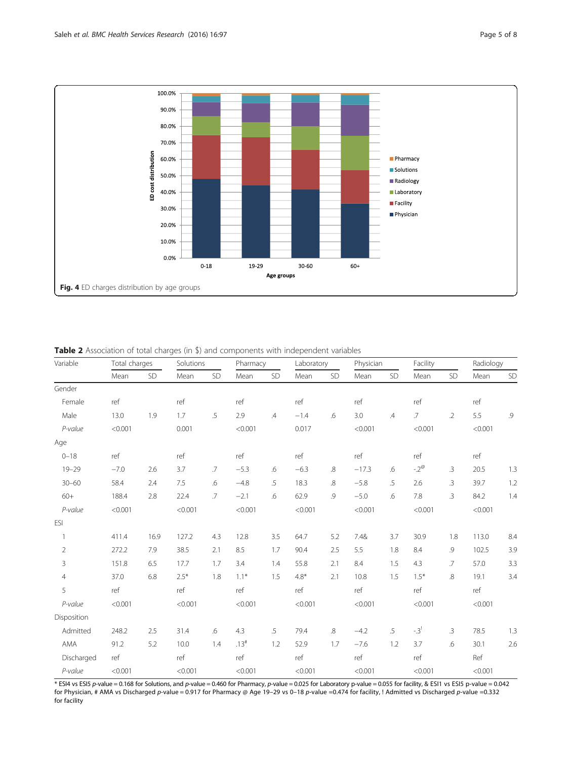Fig. 4 ED charges distribution by age groups

**Table 2** Association of total charges (in $) and components with independent variables

| Variable | Total charges | | Solutions | | Pharmacy | | Laboratory | | Physician | | Facility | | Radiology | |
|---|---|---|---|---|---|---|---|---|---|---|---|---|---|---|
| | Mean | SD | Mean | SD | Mean | SD | Mean | SD | Mean | SD | Mean | SD | Mean | SD |
| Gender | | | | | | | | | | | | | | |
| Female | ref | | ref | | ref | | ref | | ref | | ref | | ref | |
| Male | 13.0 | 1.9 | 1.7 | .5 | 2.9 | .4 | −1.4 | .6 | 3.0 | .4 | .7 | .2 | 5.5 | .9 |
| *P-value* | <0.001 | | 0.001 | | <0.001 | | 0.017 | | <0.001 | | <0.001 | | <0.001 | |
| Age | | | | | | | | | | | | | | |
| 0–18 | ref | | ref | | ref | | ref | | ref | | ref | | ref | |
| 19–29 | −7.0 | 2.6 | 3.7 | .7 | −5.3 | .6 | −6.3 | .8 | −17.3 | .6 | -.2[@] | .3 | 20.5 | 1.3 |
| 30–60 | 58.4 | 2.4 | 7.5 | .6 | −4.8 | .5 | 18.3 | .8 | −5.8 | .5 | 2.6 | .3 | 39.7 | 1.2 |
| 60+ | 188.4 | 2.8 | 22.4 | .7 | −2.1 | .6 | 62.9 | .9 | −5.0 | .6 | 7.8 | .3 | 84.2 | 1.4 |
| *P-value* | <0.001 | | <0.001 | | <0.001 | | <0.001 | | <0.001 | | <0.001 | | <0.001 | |
| ESI | | | | | | | | | | | | | | |
| 1 | 411.4 | 16.9 | 127.2 | 4.3 | 12.8 | 3.5 | 64.7 | 5.2 | 7.4& | 3.7 | 30.9 | 1.8 | 113.0 | 8.4 |
| 2 | 272.2 | 7.9 | 38.5 | 2.1 | 8.5 | 1.7 | 90.4 | 2.5 | 5.5 | 1.8 | 8.4 | .9 | 102.5 | 3.9 |
| 3 | 151.8 | 6.5 | 17.7 | 1.7 | 3.4 | 1.4 | 55.8 | 2.1 | 8.4 | 1.5 | 4.3 | .7 | 57.0 | 3.3 |
| 4 | 37.0 | 6.8 | 2.5* | 1.8 | 1.1* | 1.5 | 4.8* | 2.1 | 10.8 | 1.5 | 1.5* | .8 | 19.1 | 3.4 |
| 5 | ref | | ref | | ref | | ref | | ref | | ref | | ref | |
| *P-value* | <0.001 | | <0.001 | | <0.001 | | <0.001 | | <0.001 | | <0.001 | | <0.001 | |
| Disposition | | | | | | | | | | | | | | |
| Admitted | 248.2 | 2.5 | 31.4 | .6 | 4.3 | .5 | 79.4 | .8 | −4.2 | .5 | -.3[!] | .3 | 78.5 | 1.3 |
| AMA | 91.2 | 5.2 | 10.0 | 1.4 | .13[#] | 1.2 | 52.9 | 1.7 | −7.6 | 1.2 | 3.7 | .6 | 30.1 | 2.6 |
| Discharged | ref | | ref | | ref | | ref | | ref | | ref | | Ref | |
| *P-value* | <0.001 | | <0.001 | | <0.001 | | <0.001 | | <0.001 | | <0.001 | | <0.001 | |

\* ESI4 vs ESI5 *p*-value = 0.168 for Solutions, and *p*-value = 0.460 for Pharmacy, *p*-value = 0.025 for Laboratory p-value = 0.055 for facility, & ESI1 vs ESI5 *p*-value = 0.042 for Physician, # AMA vs Discharged *p*-value = 0.917 for Pharmacy @ Age 19–29 vs 0–18 *p*-value =0.474 for facility, ! Admitted vs Discharged *p*-value =0.332 for facility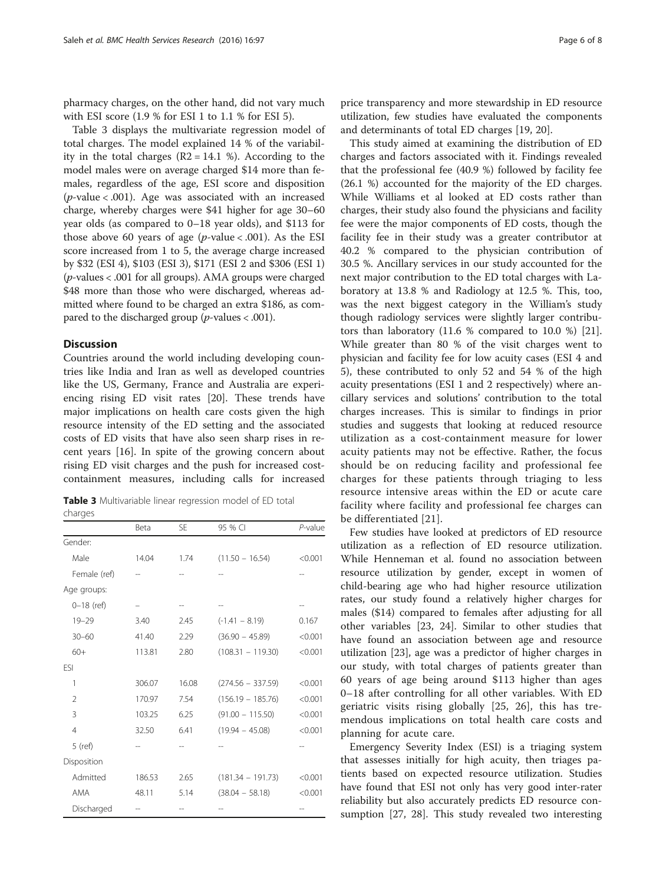pharmacy charges, on the other hand, did not vary much with ESI score (1.9 % for ESI 1 to 1.1 % for ESI 5).

Table 3 displays the multivariate regression model of total charges. The model explained 14 % of the variability in the total charges ($R2 = 14.1$ %). According to the model males were on average charged \$14 more than females, regardless of the age, ESI score and disposition ($p$-value < .001). Age was associated with an increased charge, whereby charges were \$41 higher for age 30–60 year olds (as compared to 0–18 year olds), and \$113 for those above 60 years of age ($p$-value < .001). As the ESI score increased from 1 to 5, the average charge increased by \$32 (ESI 4), \$103 (ESI 3), \$171 (ESI 2 and \$306 (ESI 1) ($p$-values < .001 for all groups). AMA groups were charged \$48 more than those who were discharged, whereas admitted where found to be charged an extra \$186, as compared to the discharged group ($p$-values < .001).

## Discussion

Countries around the world including developing countries like India and Iran as well as developed countries like the US, Germany, France and Australia are experiencing rising ED visit rates [20]. These trends have major implications on health care costs given the high resource intensity of the ED setting and the associated costs of ED visits that have also seen sharp rises in recent years [16]. In spite of the growing concern about rising ED visit charges and the push for increased cost-containment measures, including calls for increased price transparency and more stewardship in ED resource utilization, few studies have evaluated the components and determinants of total ED charges [19, 20].

**Table 3** Multivariable linear regression model of ED total charges

| | Beta | SE | 95 % CI | *P*-value |
|---|---|---|---|---|
| Gender: | | | | |
| Male | 14.04 | 1.74 | (11.50 – 16.54) | <0.001 |
| Female (ref) | -- | -- | -- | -- |
| Age groups: | | | | |
| 0–18 (ref) | – | -- | -- | -- |
| 19–29 | 3.40 | 2.45 | (-1.41 – 8.19) | 0.167 |
| 30–60 | 41.40 | 2.29 | (36.90 – 45.89) | <0.001 |
| 60+ | 113.81 | 2.80 | (108.31 – 119.30) | <0.001 |
| ESI | | | | |
| 1 | 306.07 | 16.08 | (274.56 – 337.59) | <0.001 |
| 2 | 170.97 | 7.54 | (156.19 – 185.76) | <0.001 |
| 3 | 103.25 | 6.25 | (91.00 – 115.50) | <0.001 |
| 4 | 32.50 | 6.41 | (19.94 – 45.08) | <0.001 |
| 5 (ref) | -- | -- | -- | -- |
| Disposition | | | | |
| Admitted | 186.53 | 2.65 | (181.34 – 191.73) | <0.001 |
| AMA | 48.11 | 5.14 | (38.04 – 58.18) | <0.001 |
| Discharged | -- | -- | -- | -- |

This study aimed at examining the distribution of ED charges and factors associated with it. Findings revealed that the professional fee (40.9 %) followed by facility fee (26.1 %) accounted for the majority of the ED charges. While Williams et al looked at ED costs rather than charges, their study also found the physicians and facility fee were the major components of ED costs, though the facility fee in their study was a greater contributor at 40.2 % compared to the physician contribution of 30.5 %. Ancillary services in our study accounted for the next major contribution to the ED total charges with Laboratory at 13.8 % and Radiology at 12.5 %. This, too, was the next biggest category in the William's study though radiology services were slightly larger contributors than laboratory (11.6 % compared to 10.0 %) [21]. While greater than 80 % of the visit charges went to physician and facility fee for low acuity cases (ESI 4 and 5), these contributed to only 52 and 54 % of the high acuity presentations (ESI 1 and 2 respectively) where ancillary services and solutions' contribution to the total charges increases. This is similar to findings in prior studies and suggests that looking at reduced resource utilization as a cost-containment measure for lower acuity patients may not be effective. Rather, the focus should be on reducing facility and professional fee charges for these patients through triaging to less resource intensive areas within the ED or acute care facility where facility and professional fee charges can be differentiated [21].

Few studies have looked at predictors of ED resource utilization as a reflection of ED resource utilization. While Henneman et al. found no association between resource utilization by gender, except in women of child-bearing age who had higher resource utilization rates, our study found a relatively higher charges for males (\$14) compared to females after adjusting for all other variables [23, 24]. Similar to other studies that have found an association between age and resource utilization [23], age was a predictor of higher charges in our study, with total charges of patients greater than 60 years of age being around \$113 higher than ages 0–18 after controlling for all other variables. With ED geriatric visits rising globally [25, 26], this has tremendous implications on total health care costs and planning for acute care.

Emergency Severity Index (ESI) is a triaging system that assesses initially for high acuity, then triages patients based on expected resource utilization. Studies have found that ESI not only has very good inter-rater reliability but also accurately predicts ED resource consumption [27, 28]. This study revealed two interesting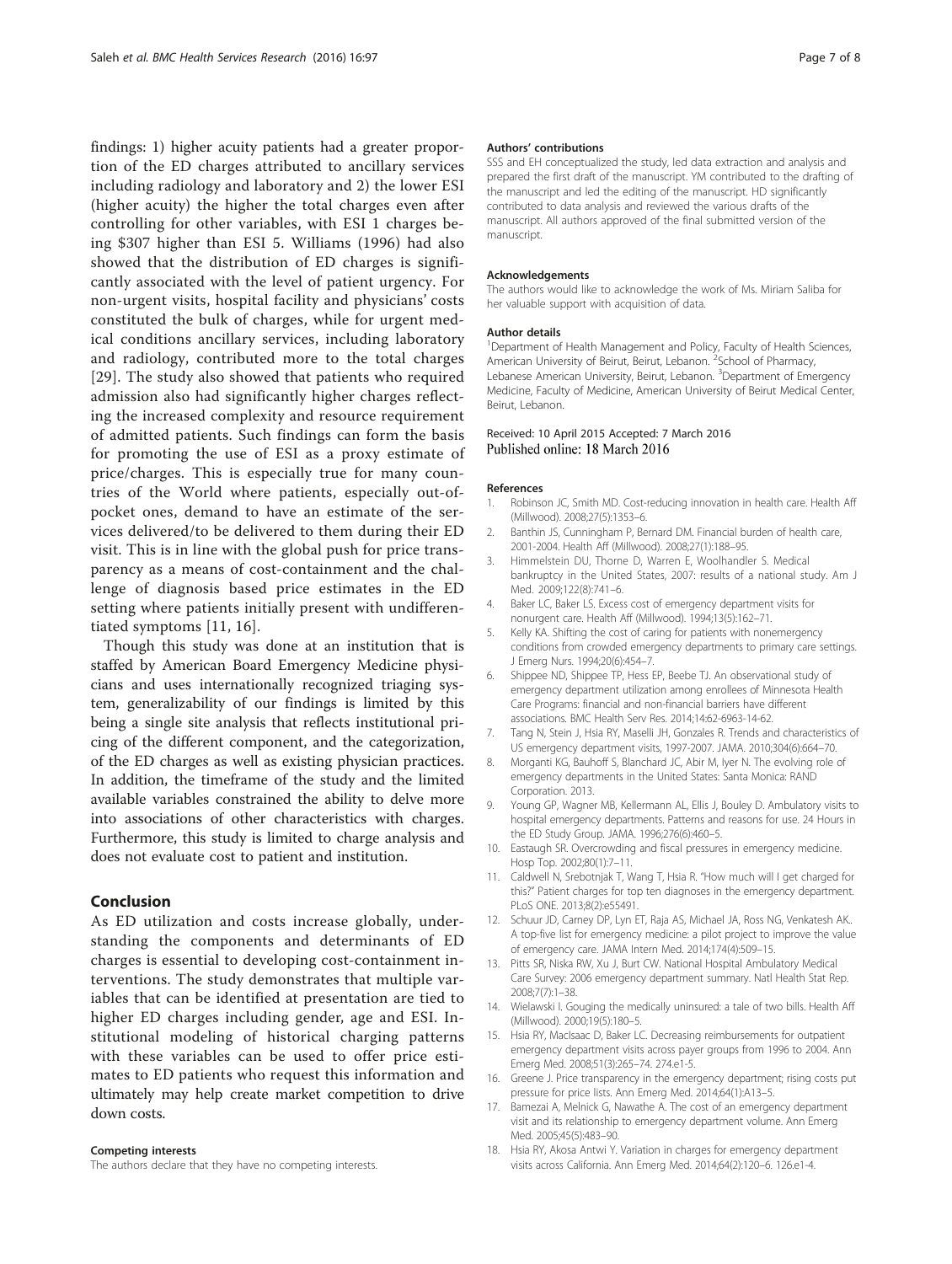findings: 1) higher acuity patients had a greater proportion of the ED charges attributed to ancillary services including radiology and laboratory and 2) the lower ESI (higher acuity) the higher the total charges even after controlling for other variables, with ESI 1 charges being $307 higher than ESI 5. Williams (1996) had also showed that the distribution of ED charges is significantly associated with the level of patient urgency. For non-urgent visits, hospital facility and physicians' costs constituted the bulk of charges, while for urgent medical conditions ancillary services, including laboratory and radiology, contributed more to the total charges [29]. The study also showed that patients who required admission also had significantly higher charges reflecting the increased complexity and resource requirement of admitted patients. Such findings can form the basis for promoting the use of ESI as a proxy estimate of price/charges. This is especially true for many countries of the World where patients, especially out-of-pocket ones, demand to have an estimate of the services delivered/to be delivered to them during their ED visit. This is in line with the global push for price transparency as a means of cost-containment and the challenge of diagnosis based price estimates in the ED setting where patients initially present with undifferentiated symptoms [11, 16].

Though this study was done at an institution that is staffed by American Board Emergency Medicine physicians and uses internationally recognized triaging system, generalizability of our findings is limited by this being a single site analysis that reflects institutional pricing of the different component, and the categorization, of the ED charges as well as existing physician practices. In addition, the timeframe of the study and the limited available variables constrained the ability to delve more into associations of other characteristics with charges. Furthermore, this study is limited to charge analysis and does not evaluate cost to patient and institution.

## Conclusion

As ED utilization and costs increase globally, understanding the components and determinants of ED charges is essential to developing cost-containment interventions. The study demonstrates that multiple variables that can be identified at presentation are tied to higher ED charges including gender, age and ESI. Institutional modeling of historical charging patterns with these variables can be used to offer price estimates to ED patients who request this information and ultimately may help create market competition to drive down costs.

#### Competing interests

The authors declare that they have no competing interests.

#### Authors' contributions

SSS and EH conceptualized the study, led data extraction and analysis and prepared the first draft of the manuscript. YM contributed to the drafting of the manuscript and led the editing of the manuscript. HD significantly contributed to data analysis and reviewed the various drafts of the manuscript. All authors approved of the final submitted version of the manuscript.

#### Acknowledgements

The authors would like to acknowledge the work of Ms. Miriam Saliba for her valuable support with acquisition of data.

#### Author details

[1]Department of Health Management and Policy, Faculty of Health Sciences, American University of Beirut, Beirut, Lebanon. [2]School of Pharmacy, Lebanese American University, Beirut, Lebanon. [3]Department of Emergency Medicine, Faculty of Medicine, American University of Beirut Medical Center, Beirut, Lebanon.

Received: 10 April 2015 Accepted: 7 March 2016
Published online: 18 March 2016

#### References

1. Robinson JC, Smith MD. Cost-reducing innovation in health care. Health Aff (Millwood). 2008;27(5):1353–6.
2. Banthin JS, Cunningham P, Bernard DM. Financial burden of health care, 2001-2004. Health Aff (Millwood). 2008;27(1):188–95.
3. Himmelstein DU, Thorne D, Warren E, Woolhandler S. Medical bankruptcy in the United States, 2007: results of a national study. Am J Med. 2009;122(8):741–6.
4. Baker LC, Baker LS. Excess cost of emergency department visits for nonurgent care. Health Aff (Millwood). 1994;13(5):162–71.
5. Kelly KA. Shifting the cost of caring for patients with nonemergency conditions from crowded emergency departments to primary care settings. J Emerg Nurs. 1994;20(6):454–7.
6. Shippee ND, Shippee TP, Hess EP, Beebe TJ. An observational study of emergency department utilization among enrollees of Minnesota Health Care Programs: financial and non-financial barriers have different associations. BMC Health Serv Res. 2014;14:62-6963-14-62.
7. Tang N, Stein J, Hsia RY, Maselli JH, Gonzales R. Trends and characteristics of US emergency department visits, 1997-2007. JAMA. 2010;304(6):664–70.
8. Morganti KG, Bauhoff S, Blanchard JC, Abir M, Iyer N. The evolving role of emergency departments in the United States: Santa Monica: RAND Corporation. 2013.
9. Young GP, Wagner MB, Kellermann AL, Ellis J, Bouley D. Ambulatory visits to hospital emergency departments. Patterns and reasons for use. 24 Hours in the ED Study Group. JAMA. 1996;276(6):460–5.
10. Eastaugh SR. Overcrowding and fiscal pressures in emergency medicine. Hosp Top. 2002;80(1):7–11.
11. Caldwell N, Srebotnjak T, Wang T, Hsia R. "How much will I get charged for this?" Patient charges for top ten diagnoses in the emergency department. PLoS ONE. 2013;8(2):e55491.
12. Schuur JD, Carney DP, Lyn ET, Raja AS, Michael JA, Ross NG, Venkatesh AK.. A top-five list for emergency medicine: a pilot project to improve the value of emergency care. JAMA Intern Med. 2014;174(4):509–15.
13. Pitts SR, Niska RW, Xu J, Burt CW. National Hospital Ambulatory Medical Care Survey: 2006 emergency department summary. Natl Health Stat Rep. 2008;7(7):1–38.
14. Wielawski I. Gouging the medically uninsured: a tale of two bills. Health Aff (Millwood). 2000;19(5):180–5.
15. Hsia RY, MacIsaac D, Baker LC. Decreasing reimbursements for outpatient emergency department visits across payer groups from 1996 to 2004. Ann Emerg Med. 2008;51(3):265–74. 274.e1-5.
16. Greene J. Price transparency in the emergency department; rising costs put pressure for price lists. Ann Emerg Med. 2014;64(1):A13–5.
17. Bamezai A, Melnick G, Nawathe A. The cost of an emergency department visit and its relationship to emergency department volume. Ann Emerg Med. 2005;45(5):483–90.
18. Hsia RY, Akosa Antwi Y. Variation in charges for emergency department visits across California. Ann Emerg Med. 2014;64(2):120–6. 126.e1-4.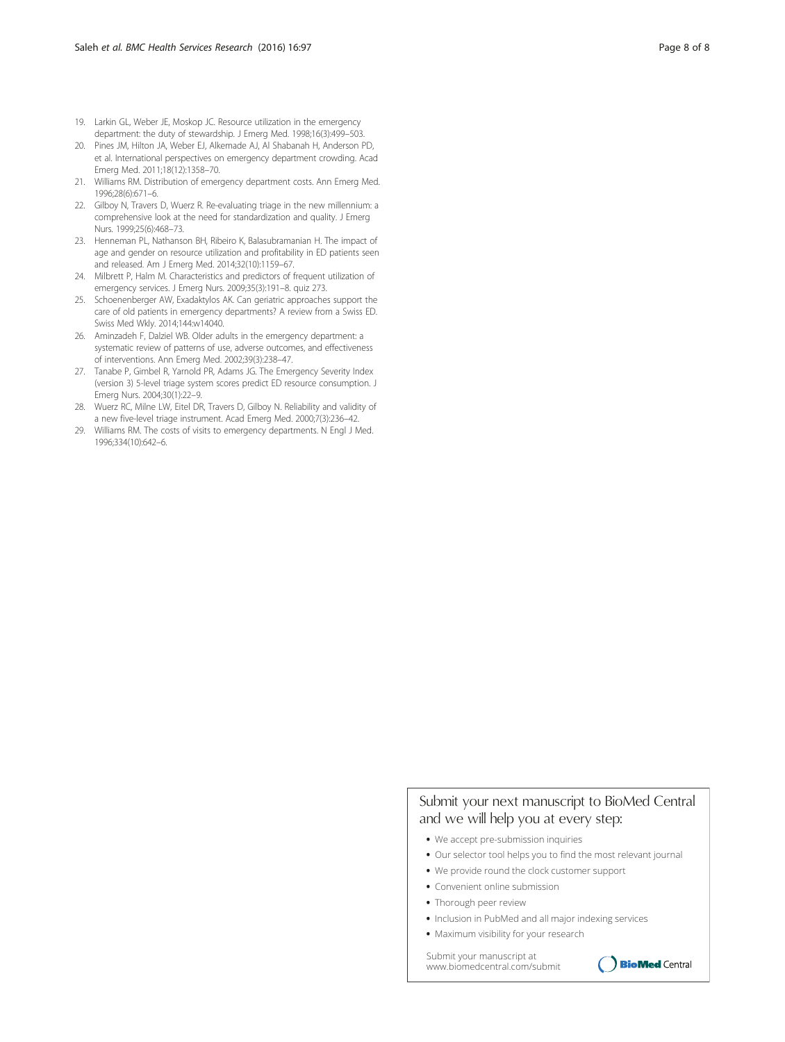19. Larkin GL, Weber JE, Moskop JC. Resource utilization in the emergency department: the duty of stewardship. J Emerg Med. 1998;16(3):499–503.
20. Pines JM, Hilton JA, Weber EJ, Alkemade AJ, Al Shabanah H, Anderson PD, et al. International perspectives on emergency department crowding. Acad Emerg Med. 2011;18(12):1358–70.
21. Williams RM. Distribution of emergency department costs. Ann Emerg Med. 1996;28(6):671–6.
22. Gilboy N, Travers D, Wuerz R. Re-evaluating triage in the new millennium: a comprehensive look at the need for standardization and quality. J Emerg Nurs. 1999;25(6):468–73.
23. Henneman PL, Nathanson BH, Ribeiro K, Balasubramanian H. The impact of age and gender on resource utilization and profitability in ED patients seen and released. Am J Emerg Med. 2014;32(10):1159–67.
24. Milbrett P, Halm M. Characteristics and predictors of frequent utilization of emergency services. J Emerg Nurs. 2009;35(3):191–8. quiz 273.
25. Schoenenberger AW, Exadaktylos AK. Can geriatric approaches support the care of old patients in emergency departments? A review from a Swiss ED. Swiss Med Wkly. 2014;144:w14040.
26. Aminzadeh F, Dalziel WB. Older adults in the emergency department: a systematic review of patterns of use, adverse outcomes, and effectiveness of interventions. Ann Emerg Med. 2002;39(3):238–47.
27. Tanabe P, Gimbel R, Yarnold PR, Adams JG. The Emergency Severity Index (version 3) 5-level triage system scores predict ED resource consumption. J Emerg Nurs. 2004;30(1):22–9.
28. Wuerz RC, Milne LW, Eitel DR, Travers D, Gilboy N. Reliability and validity of a new five-level triage instrument. Acad Emerg Med. 2000;7(3):236–42.
29. Williams RM. The costs of visits to emergency departments. N Engl J Med. 1996;334(10):642–6.

Submit your next manuscript to BioMed Central and we will help you at every step:

- We accept pre-submission inquiries
- Our selector tool helps you to find the most relevant journal
- We provide round the clock customer support
- Convenient online submission
- Thorough peer review
- Inclusion in PubMed and all major indexing services
- Maximum visibility for your research

Submit your manuscript at www.biomedcentral.com/submit

BioMed Central